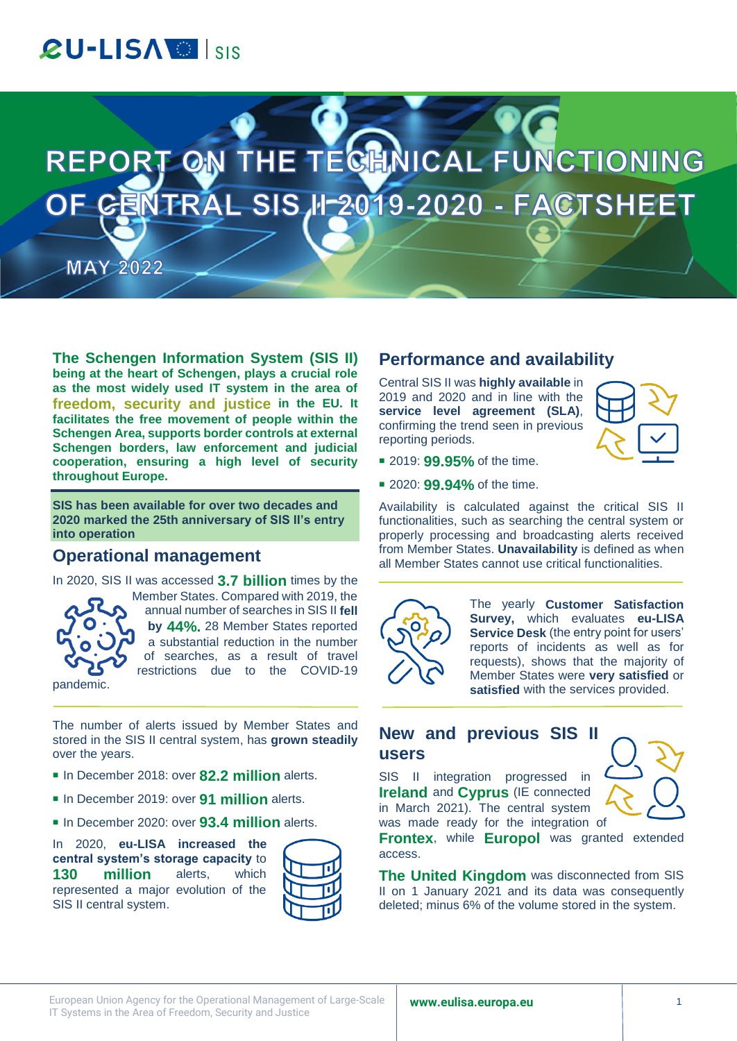eu-LISA | SIS

# REPORT ON THE TECHNICAL FUNCTIONING OF CENTRAL SIS II 2019-2020 - FACTSHEET

MAY 2022

**The Schengen Information System (SIS II) being at the heart of Schengen, plays a crucial role as the most widely used IT system in the area of freedom, security and justice in the EU. It facilitates the free movement of people within the Schengen Area, supports border controls at external Schengen borders, law enforcement and judicial cooperation, ensuring a high level of security throughout Europe.**

**SIS has been available for over two decades and 2020 marked the 25th anniversary of SIS II's entry into operation**

## Operational management

In 2020, SIS II was accessed **3.7 billion** times by the Member States. Compared with 2019, the annual number of searches in SIS II **fell by 44%.** 28 Member States reported a substantial reduction in the number of searches, as a result of travel restrictions due to the COVID-19 pandemic.

The number of alerts issued by Member States and stored in the SIS II central system, has **grown steadily** over the years.

- In December 2018: over **82.2 million** alerts.
- In December 2019: over **91 million** alerts.
- In December 2020: over **93.4 million** alerts.

In 2020, **eu-LISA increased the central system's storage capacity** to **130 million** alerts, which represented a major evolution of the SIS II central system.

## Performance and availability

Central SIS II was **highly available** in 2019 and 2020 and in line with the **service level agreement (SLA)**, confirming the trend seen in previous reporting periods.

- 2019: **99.95%** of the time.
- 2020: **99.94%** of the time.

Availability is calculated against the critical SIS II functionalities, such as searching the central system or properly processing and broadcasting alerts received from Member States. **Unavailability** is defined as when all Member States cannot use critical functionalities.

The yearly **Customer Satisfaction Survey,** which evaluates **eu-LISA Service Desk** (the entry point for users' reports of incidents as well as for requests), shows that the majority of Member States were **very satisfied** or **satisfied** with the services provided.

## New and previous SIS II users

SIS II integration progressed in **Ireland** and **Cyprus** (IE connected in March 2021). The central system was made ready for the integration of **Frontex**, while **Europol** was granted extended access.

**The United Kingdom** was disconnected from SIS II on 1 January 2021 and its data was consequently deleted; minus 6% of the volume stored in the system.

European Union Agency for the Operational Management of Large-Scale IT Systems in the Area of Freedom, Security and Justice | **www.eulisa.europa.eu**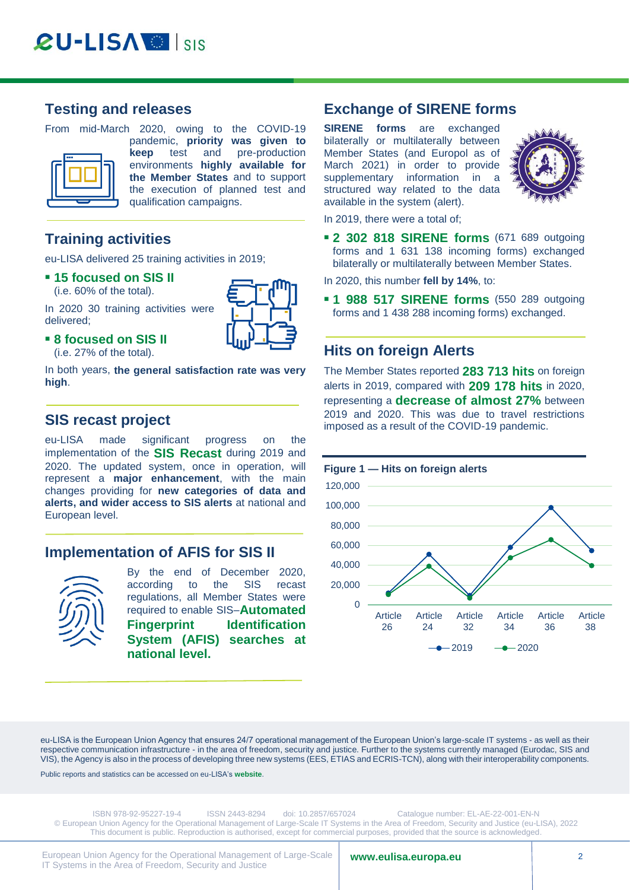## Testing and releases

From mid-March 2020, owing to the COVID-19 pandemic, **priority was given to keep** test and pre-production environments **highly available for the Member States** and to support the execution of planned test and qualification campaigns.

## Training activities

eu-LISA delivered 25 training activities in 2019;

- **15 focused on SIS II** (i.e. 60% of the total).

In 2020 30 training activities were delivered;

- **8 focused on SIS II** (i.e. 27% of the total).

In both years, **the general satisfaction rate was very high**.

## SIS recast project

eu-LISA made significant progress on the implementation of the **SIS Recast** during 2019 and 2020. The updated system, once in operation, will represent a **major enhancement**, with the main changes providing for **new categories of data and alerts, and wider access to SIS alerts** at national and European level.

## Implementation of AFIS for SIS II

By the end of December 2020, according to the SIS recast regulations, all Member States were required to enable SIS–**Automated Fingerprint Identification System (AFIS) searches at national level.**

## Exchange of SIRENE forms

**SIRENE forms** are exchanged bilaterally or multilaterally between Member States (and Europol as of March 2021) in order to provide supplementary information in a structured way related to the data available in the system (alert).

In 2019, there were a total of;

- **2 302 818 SIRENE forms** (671 689 outgoing forms and 1 631 138 incoming forms) exchanged bilaterally or multilaterally between Member States.

In 2020, this number **fell by 14%**, to:

- **1 988 517 SIRENE forms** (550 289 outgoing forms and 1 438 288 incoming forms) exchanged.

## Hits on foreign Alerts

The Member States reported **283 713 hits** on foreign alerts in 2019, compared with **209 178 hits** in 2020, representing a **decrease of almost 27%** between 2019 and 2020. This was due to travel restrictions imposed as a result of the COVID-19 pandemic.

**Figure 1 — Hits on foreign alerts**

120,000
100,000
80,000
60,000
40,000
20,000
0

Article 26, Article 24, Article 32, Article 34, Article 36, Article 38

2019 — 2020

eu-LISA is the European Union Agency that ensures 24/7 operational management of the European Union's large-scale IT systems - as well as their respective communication infrastructure - in the area of freedom, security and justice. Further to the systems currently managed (Eurodac, SIS and VIS), the Agency is also in the process of developing three new systems (EES, ETIAS and ECRIS-TCN), along with their interoperability components.

Public reports and statistics can be accessed on eu-LISA's **website**.

ISBN 978-92-95227-19-4 ISSN 2443-8294 doi: 10.2857/657024 Catalogue number: EL-AE-22-001-EN-N

© European Union Agency for the Operational Management of Large-Scale IT Systems in the Area of Freedom, Security and Justice (eu-LISA), 2022
This document is public. Reproduction is authorised, except for commercial purposes, provided that the source is acknowledged.